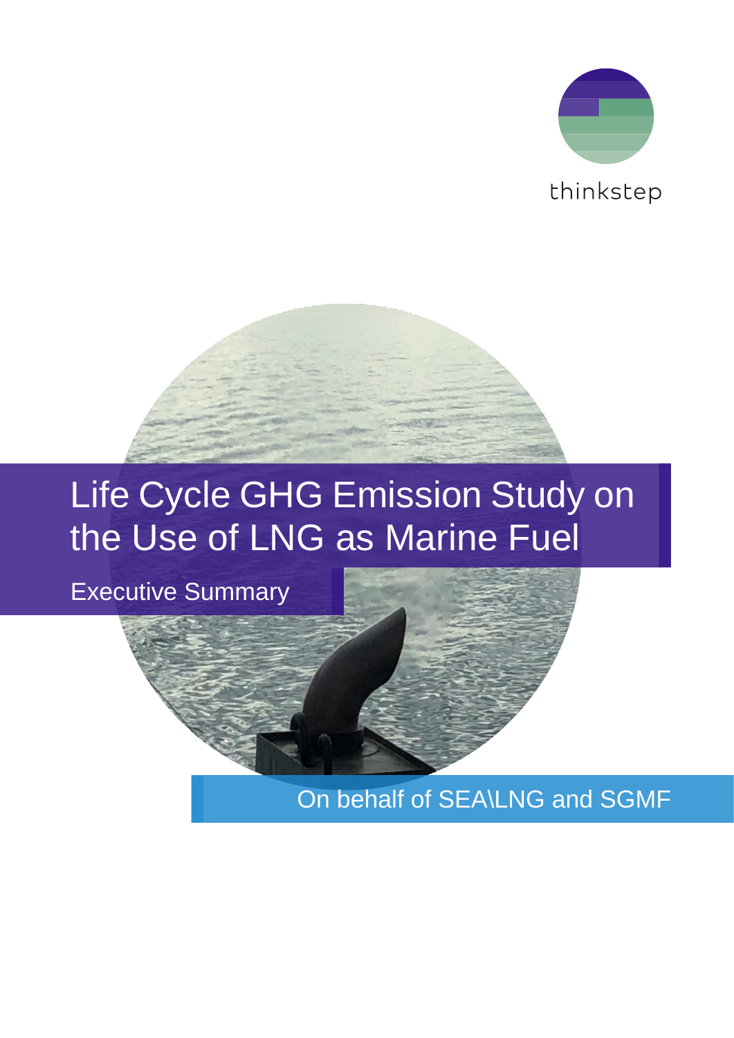thinkstep

# Life Cycle GHG Emission Study on the Use of LNG as Marine Fuel

Executive Summary

On behalf of SEA\LNG and SGMF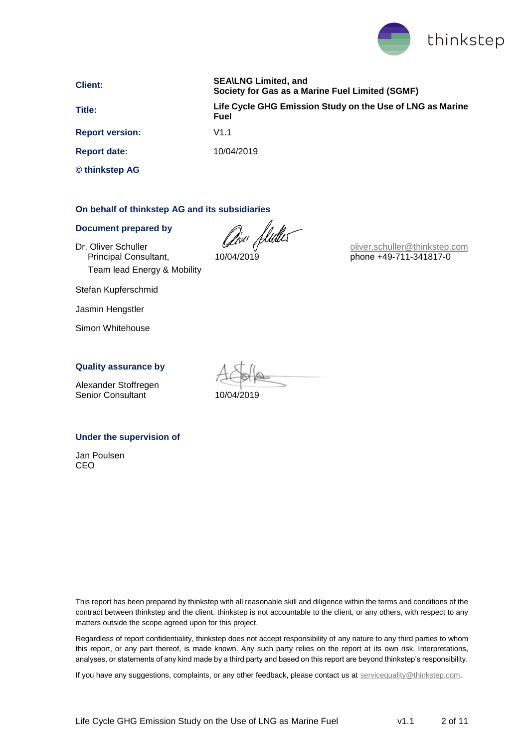| | |
|---|---|
| **Client:** | **SEA\LNG Limited, and Society for Gas as a Marine Fuel Limited (SGMF)** |
| **Title:** | **Life Cycle GHG Emission Study on the Use of LNG as Marine Fuel** |
| **Report version:** | V1.1 |
| **Report date:** | 10/04/2019 |
| **© thinkstep AG** | |

**On behalf of thinkstep AG and its subsidiaries**

**Document prepared by**

Dr. Oliver Schuller
Principal Consultant,
Team lead Energy & Mobility

10/04/2019

oliver.schuller@thinkstep.com
phone +49-711-341817-0

Stefan Kupferschmid

Jasmin Hengstler

Simon Whitehouse

**Quality assurance by**

Alexander Stoffregen
Senior Consultant

10/04/2019

**Under the supervision of**

Jan Poulsen
CEO

This report has been prepared by thinkstep with all reasonable skill and diligence within the terms and conditions of the contract between thinkstep and the client. thinkstep is not accountable to the client, or any others, with respect to any matters outside the scope agreed upon for this project.

Regardless of report confidentiality, thinkstep does not accept responsibility of any nature to any third parties to whom this report, or any part thereof, is made known. Any such party relies on the report at its own risk. Interpretations, analyses, or statements of any kind made by a third party and based on this report are beyond thinkstep's responsibility.

If you have any suggestions, complaints, or any other feedback, please contact us at servicequality@thinkstep.com.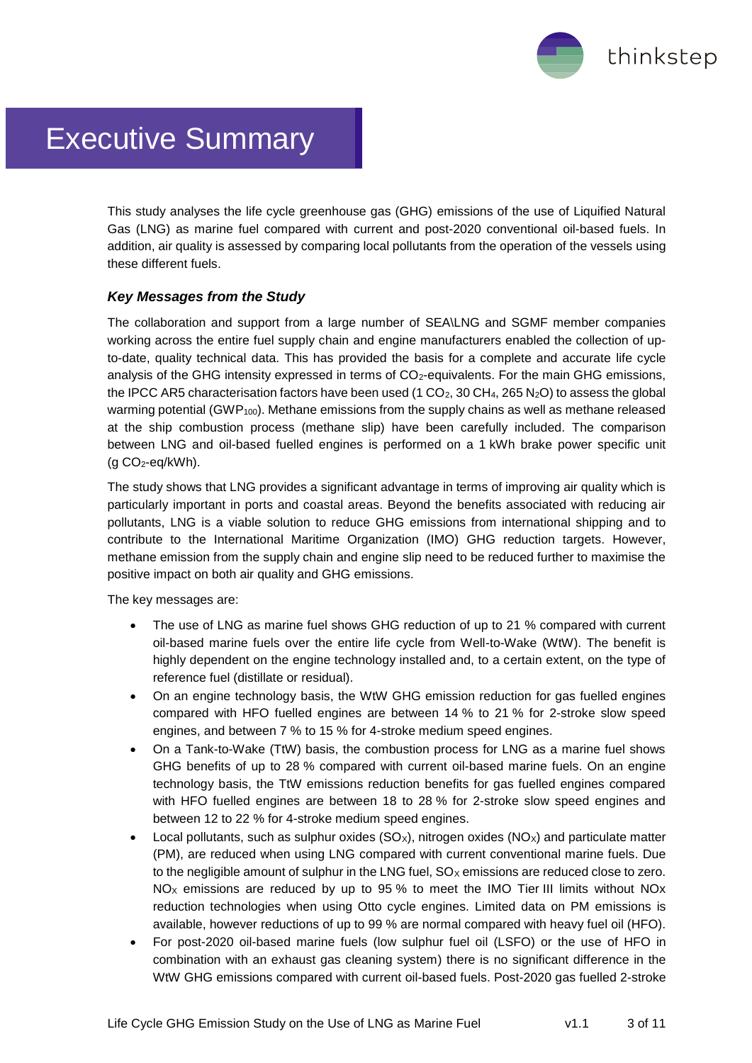# Executive Summary

This study analyses the life cycle greenhouse gas (GHG) emissions of the use of Liquified Natural Gas (LNG) as marine fuel compared with current and post-2020 conventional oil-based fuels. In addition, air quality is assessed by comparing local pollutants from the operation of the vessels using these different fuels.

### *Key Messages from the Study*

The collaboration and support from a large number of SEA\LNG and SGMF member companies working across the entire fuel supply chain and engine manufacturers enabled the collection of up-to-date, quality technical data. This has provided the basis for a complete and accurate life cycle analysis of the GHG intensity expressed in terms of $CO_2$-equivalents. For the main GHG emissions, the IPCC AR5 characterisation factors have been used (1 $CO_2$, 30 $CH_4$, 265 $N_2O$) to assess the global warming potential ($GWP_{100}$). Methane emissions from the supply chains as well as methane released at the ship combustion process (methane slip) have been carefully included. The comparison between LNG and oil-based fuelled engines is performed on a 1 kWh brake power specific unit (g $CO_2$-eq/kWh).

The study shows that LNG provides a significant advantage in terms of improving air quality which is particularly important in ports and coastal areas. Beyond the benefits associated with reducing air pollutants, LNG is a viable solution to reduce GHG emissions from international shipping and to contribute to the International Maritime Organization (IMO) GHG reduction targets. However, methane emission from the supply chain and engine slip need to be reduced further to maximise the positive impact on both air quality and GHG emissions.

The key messages are:

- The use of LNG as marine fuel shows GHG reduction of up to 21 % compared with current oil-based marine fuels over the entire life cycle from Well-to-Wake (WtW). The benefit is highly dependent on the engine technology installed and, to a certain extent, on the type of reference fuel (distillate or residual).
- On an engine technology basis, the WtW GHG emission reduction for gas fuelled engines compared with HFO fuelled engines are between 14 % to 21 % for 2-stroke slow speed engines, and between 7 % to 15 % for 4-stroke medium speed engines.
- On a Tank-to-Wake (TtW) basis, the combustion process for LNG as a marine fuel shows GHG benefits of up to 28 % compared with current oil-based marine fuels. On an engine technology basis, the TtW emissions reduction benefits for gas fuelled engines compared with HFO fuelled engines are between 18 to 28 % for 2-stroke slow speed engines and between 12 to 22 % for 4-stroke medium speed engines.
- Local pollutants, such as sulphur oxides ($SO_X$), nitrogen oxides ($NO_X$) and particulate matter (PM), are reduced when using LNG compared with current conventional marine fuels. Due to the negligible amount of sulphur in the LNG fuel, $SO_X$ emissions are reduced close to zero. $NO_X$ emissions are reduced by up to 95 % to meet the IMO Tier III limits without NOx reduction technologies when using Otto cycle engines. Limited data on PM emissions is available, however reductions of up to 99 % are normal compared with heavy fuel oil (HFO).
- For post-2020 oil-based marine fuels (low sulphur fuel oil (LSFO) or the use of HFO in combination with an exhaust gas cleaning system) there is no significant difference in the WtW GHG emissions compared with current oil-based fuels. Post-2020 gas fuelled 2-stroke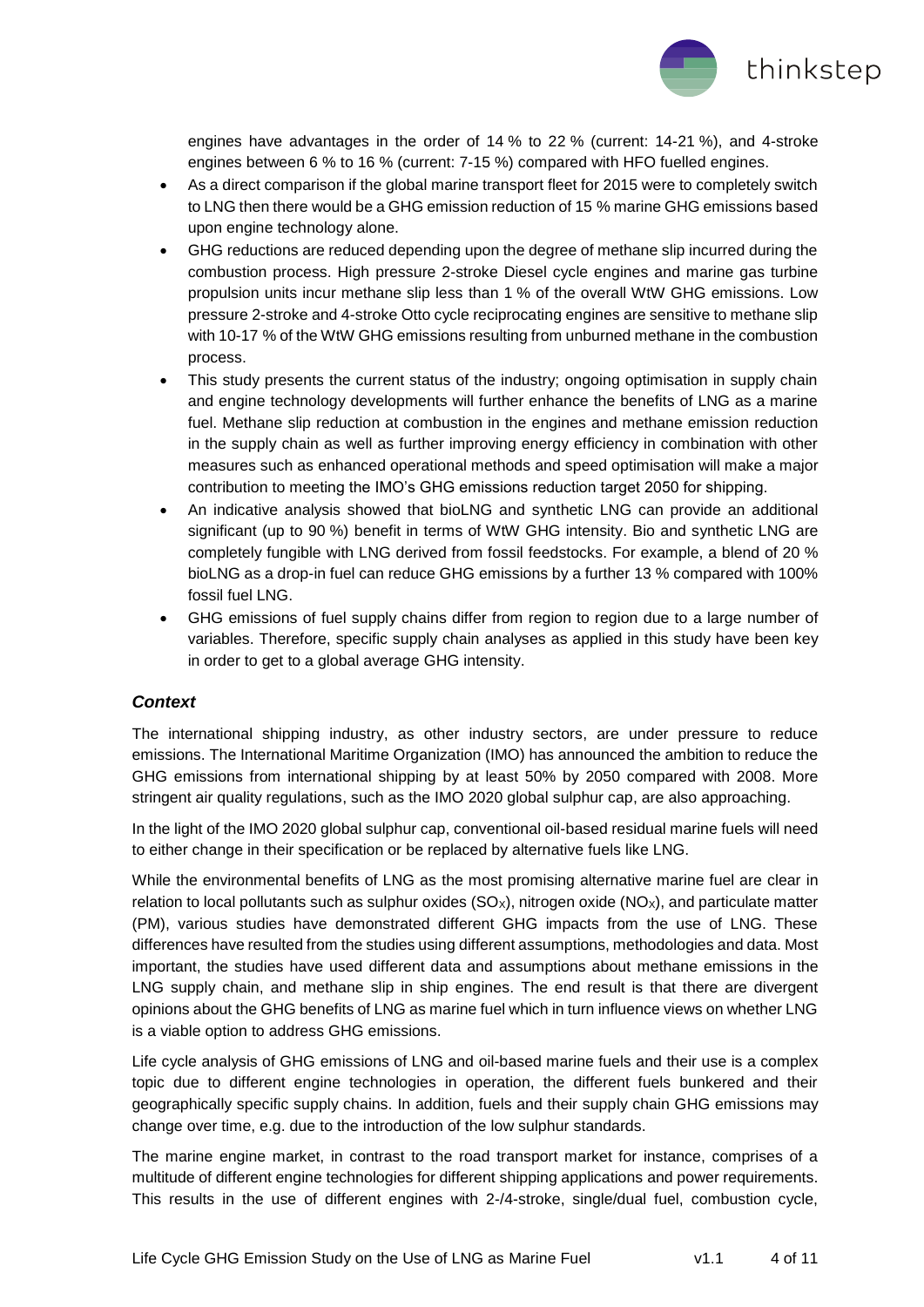engines have advantages in the order of 14 % to 22 % (current: 14-21 %), and 4-stroke engines between 6 % to 16 % (current: 7-15 %) compared with HFO fuelled engines.

- As a direct comparison if the global marine transport fleet for 2015 were to completely switch to LNG then there would be a GHG emission reduction of 15 % marine GHG emissions based upon engine technology alone.
- GHG reductions are reduced depending upon the degree of methane slip incurred during the combustion process. High pressure 2-stroke Diesel cycle engines and marine gas turbine propulsion units incur methane slip less than 1 % of the overall WtW GHG emissions. Low pressure 2-stroke and 4-stroke Otto cycle reciprocating engines are sensitive to methane slip with 10-17 % of the WtW GHG emissions resulting from unburned methane in the combustion process.
- This study presents the current status of the industry; ongoing optimisation in supply chain and engine technology developments will further enhance the benefits of LNG as a marine fuel. Methane slip reduction at combustion in the engines and methane emission reduction in the supply chain as well as further improving energy efficiency in combination with other measures such as enhanced operational methods and speed optimisation will make a major contribution to meeting the IMO's GHG emissions reduction target 2050 for shipping.
- An indicative analysis showed that bioLNG and synthetic LNG can provide an additional significant (up to 90 %) benefit in terms of WtW GHG intensity. Bio and synthetic LNG are completely fungible with LNG derived from fossil feedstocks. For example, a blend of 20 % bioLNG as a drop-in fuel can reduce GHG emissions by a further 13 % compared with 100% fossil fuel LNG.
- GHG emissions of fuel supply chains differ from region to region due to a large number of variables. Therefore, specific supply chain analyses as applied in this study have been key in order to get to a global average GHG intensity.

### *Context*

The international shipping industry, as other industry sectors, are under pressure to reduce emissions. The International Maritime Organization (IMO) has announced the ambition to reduce the GHG emissions from international shipping by at least 50% by 2050 compared with 2008. More stringent air quality regulations, such as the IMO 2020 global sulphur cap, are also approaching.

In the light of the IMO 2020 global sulphur cap, conventional oil-based residual marine fuels will need to either change in their specification or be replaced by alternative fuels like LNG.

While the environmental benefits of LNG as the most promising alternative marine fuel are clear in relation to local pollutants such as sulphur oxides ($SO_X$), nitrogen oxide ($NO_X$), and particulate matter (PM), various studies have demonstrated different GHG impacts from the use of LNG. These differences have resulted from the studies using different assumptions, methodologies and data. Most important, the studies have used different data and assumptions about methane emissions in the LNG supply chain, and methane slip in ship engines. The end result is that there are divergent opinions about the GHG benefits of LNG as marine fuel which in turn influence views on whether LNG is a viable option to address GHG emissions.

Life cycle analysis of GHG emissions of LNG and oil-based marine fuels and their use is a complex topic due to different engine technologies in operation, the different fuels bunkered and their geographically specific supply chains. In addition, fuels and their supply chain GHG emissions may change over time, e.g. due to the introduction of the low sulphur standards.

The marine engine market, in contrast to the road transport market for instance, comprises of a multitude of different engine technologies for different shipping applications and power requirements. This results in the use of different engines with 2-/4-stroke, single/dual fuel, combustion cycle,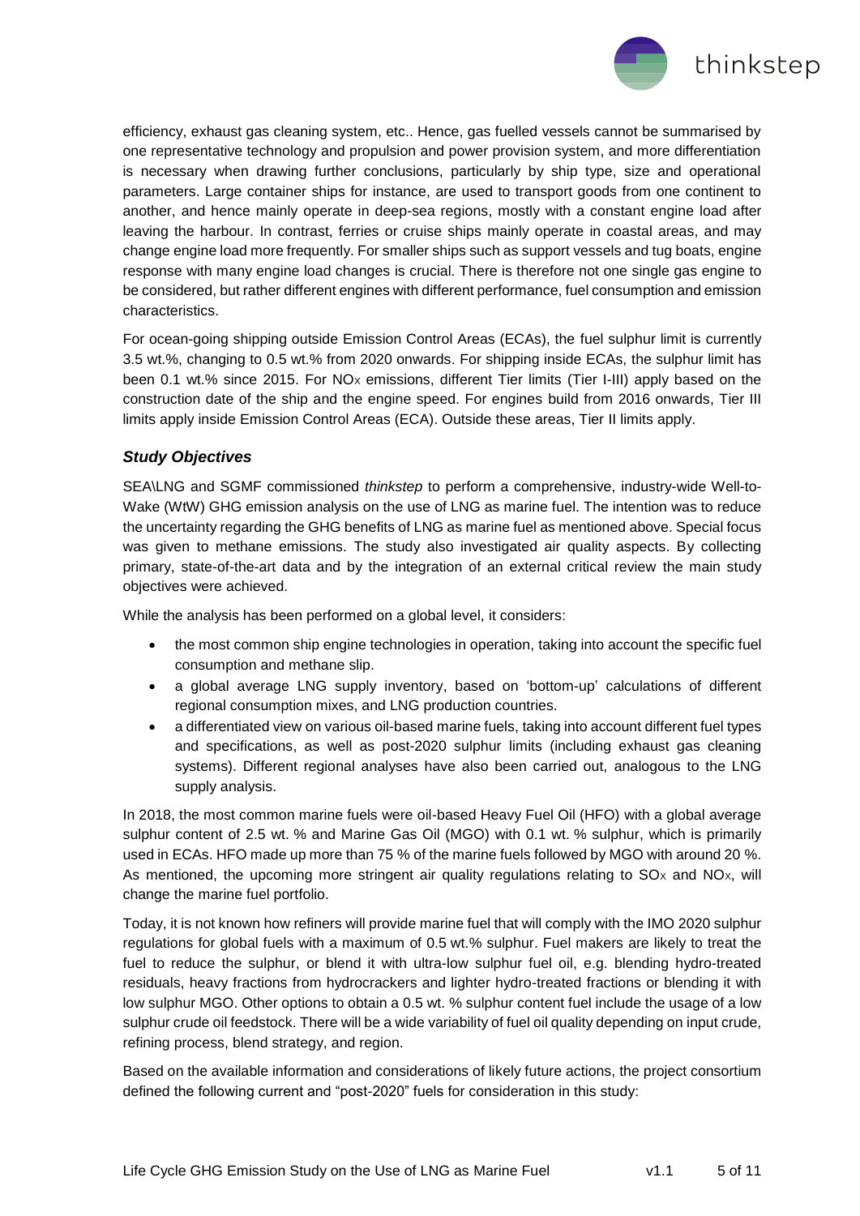efficiency, exhaust gas cleaning system, etc.. Hence, gas fuelled vessels cannot be summarised by one representative technology and propulsion and power provision system, and more differentiation is necessary when drawing further conclusions, particularly by ship type, size and operational parameters. Large container ships for instance, are used to transport goods from one continent to another, and hence mainly operate in deep-sea regions, mostly with a constant engine load after leaving the harbour. In contrast, ferries or cruise ships mainly operate in coastal areas, and may change engine load more frequently. For smaller ships such as support vessels and tug boats, engine response with many engine load changes is crucial. There is therefore not one single gas engine to be considered, but rather different engines with different performance, fuel consumption and emission characteristics.

For ocean-going shipping outside Emission Control Areas (ECAs), the fuel sulphur limit is currently 3.5 wt.%, changing to 0.5 wt.% from 2020 onwards. For shipping inside ECAs, the sulphur limit has been 0.1 wt.% since 2015. For $NO_X$ emissions, different Tier limits (Tier I-III) apply based on the construction date of the ship and the engine speed. For engines build from 2016 onwards, Tier III limits apply inside Emission Control Areas (ECA). Outside these areas, Tier II limits apply.

### *Study Objectives*

SEA\LNG and SGMF commissioned *thinkstep* to perform a comprehensive, industry-wide Well-to-Wake (WtW) GHG emission analysis on the use of LNG as marine fuel. The intention was to reduce the uncertainty regarding the GHG benefits of LNG as marine fuel as mentioned above. Special focus was given to methane emissions. The study also investigated air quality aspects. By collecting primary, state-of-the-art data and by the integration of an external critical review the main study objectives were achieved.

While the analysis has been performed on a global level, it considers:

- the most common ship engine technologies in operation, taking into account the specific fuel consumption and methane slip.
- a global average LNG supply inventory, based on 'bottom-up' calculations of different regional consumption mixes, and LNG production countries.
- a differentiated view on various oil-based marine fuels, taking into account different fuel types and specifications, as well as post-2020 sulphur limits (including exhaust gas cleaning systems). Different regional analyses have also been carried out, analogous to the LNG supply analysis.

In 2018, the most common marine fuels were oil-based Heavy Fuel Oil (HFO) with a global average sulphur content of 2.5 wt. % and Marine Gas Oil (MGO) with 0.1 wt. % sulphur, which is primarily used in ECAs. HFO made up more than 75 % of the marine fuels followed by MGO with around 20 %. As mentioned, the upcoming more stringent air quality regulations relating to $SO_X$ and $NO_X$, will change the marine fuel portfolio.

Today, it is not known how refiners will provide marine fuel that will comply with the IMO 2020 sulphur regulations for global fuels with a maximum of 0.5 wt.% sulphur. Fuel makers are likely to treat the fuel to reduce the sulphur, or blend it with ultra-low sulphur fuel oil, e.g. blending hydro-treated residuals, heavy fractions from hydrocrackers and lighter hydro-treated fractions or blending it with low sulphur MGO. Other options to obtain a 0.5 wt. % sulphur content fuel include the usage of a low sulphur crude oil feedstock. There will be a wide variability of fuel oil quality depending on input crude, refining process, blend strategy, and region.

Based on the available information and considerations of likely future actions, the project consortium defined the following current and "post-2020" fuels for consideration in this study: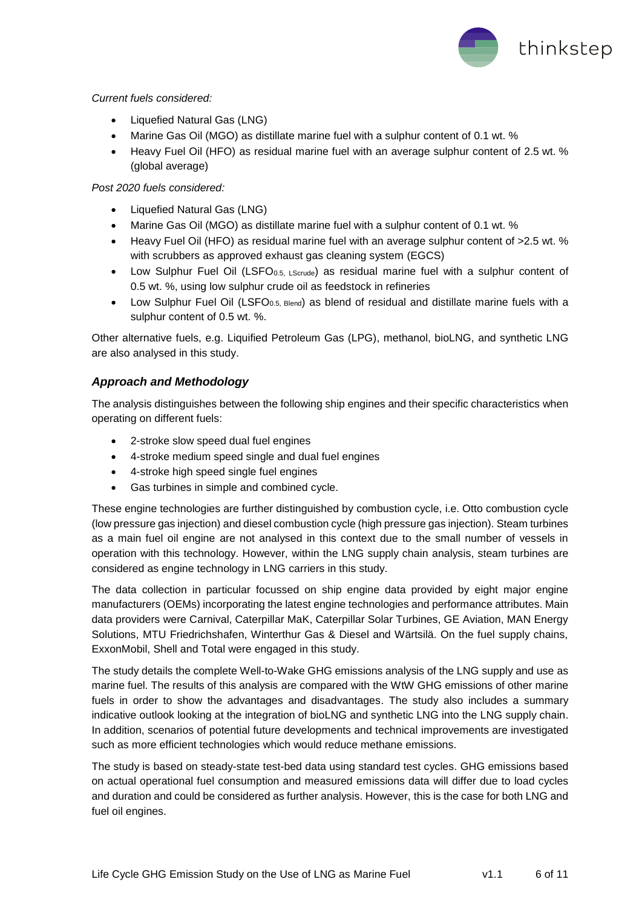*Current fuels considered:*

- Liquefied Natural Gas (LNG)
- Marine Gas Oil (MGO) as distillate marine fuel with a sulphur content of 0.1 wt. %
- Heavy Fuel Oil (HFO) as residual marine fuel with an average sulphur content of 2.5 wt. % (global average)

*Post 2020 fuels considered:*

- Liquefied Natural Gas (LNG)
- Marine Gas Oil (MGO) as distillate marine fuel with a sulphur content of 0.1 wt. %
- Heavy Fuel Oil (HFO) as residual marine fuel with an average sulphur content of >2.5 wt. % with scrubbers as approved exhaust gas cleaning system (EGCS)
- Low Sulphur Fuel Oil ($LSFO_{0.5,\ LScrude}$) as residual marine fuel with a sulphur content of 0.5 wt. %, using low sulphur crude oil as feedstock in refineries
- Low Sulphur Fuel Oil ($LSFO_{0.5,\ Blend}$) as blend of residual and distillate marine fuels with a sulphur content of 0.5 wt. %.

Other alternative fuels, e.g. Liquified Petroleum Gas (LPG), methanol, bioLNG, and synthetic LNG are also analysed in this study.

### *Approach and Methodology*

The analysis distinguishes between the following ship engines and their specific characteristics when operating on different fuels:

- 2-stroke slow speed dual fuel engines
- 4-stroke medium speed single and dual fuel engines
- 4-stroke high speed single fuel engines
- Gas turbines in simple and combined cycle.

These engine technologies are further distinguished by combustion cycle, i.e. Otto combustion cycle (low pressure gas injection) and diesel combustion cycle (high pressure gas injection). Steam turbines as a main fuel oil engine are not analysed in this context due to the small number of vessels in operation with this technology. However, within the LNG supply chain analysis, steam turbines are considered as engine technology in LNG carriers in this study.

The data collection in particular focussed on ship engine data provided by eight major engine manufacturers (OEMs) incorporating the latest engine technologies and performance attributes. Main data providers were Carnival, Caterpillar MaK, Caterpillar Solar Turbines, GE Aviation, MAN Energy Solutions, MTU Friedrichshafen, Winterthur Gas & Diesel and Wärtsilä. On the fuel supply chains, ExxonMobil, Shell and Total were engaged in this study.

The study details the complete Well-to-Wake GHG emissions analysis of the LNG supply and use as marine fuel. The results of this analysis are compared with the WtW GHG emissions of other marine fuels in order to show the advantages and disadvantages. The study also includes a summary indicative outlook looking at the integration of bioLNG and synthetic LNG into the LNG supply chain. In addition, scenarios of potential future developments and technical improvements are investigated such as more efficient technologies which would reduce methane emissions.

The study is based on steady-state test-bed data using standard test cycles. GHG emissions based on actual operational fuel consumption and measured emissions data will differ due to load cycles and duration and could be considered as further analysis. However, this is the case for both LNG and fuel oil engines.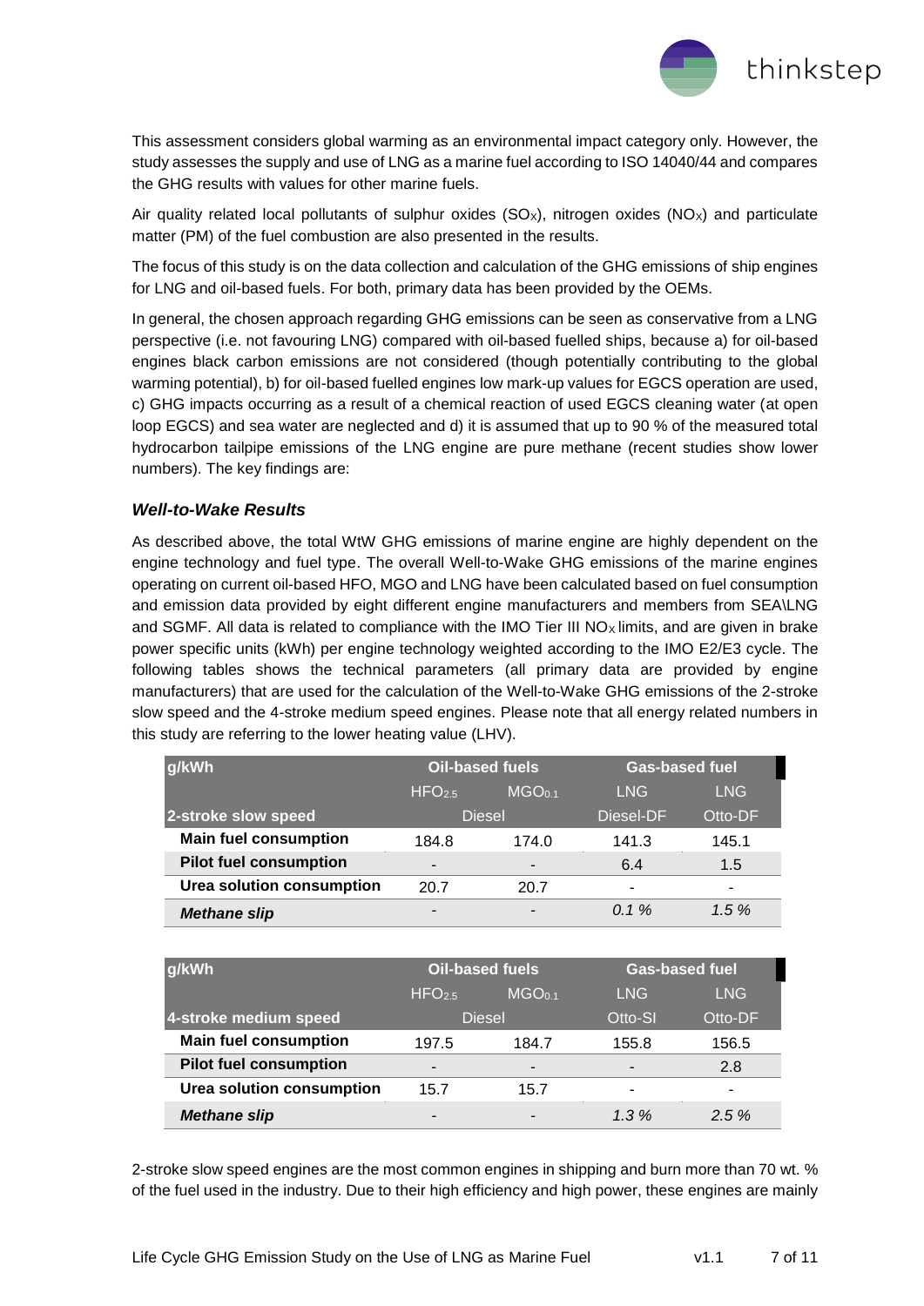This assessment considers global warming as an environmental impact category only. However, the study assesses the supply and use of LNG as a marine fuel according to ISO 14040/44 and compares the GHG results with values for other marine fuels.

Air quality related local pollutants of sulphur oxides ($SO_X$), nitrogen oxides ($NO_X$) and particulate matter (PM) of the fuel combustion are also presented in the results.

The focus of this study is on the data collection and calculation of the GHG emissions of ship engines for LNG and oil-based fuels. For both, primary data has been provided by the OEMs.

In general, the chosen approach regarding GHG emissions can be seen as conservative from a LNG perspective (i.e. not favouring LNG) compared with oil-based fuelled ships, because a) for oil-based engines black carbon emissions are not considered (though potentially contributing to the global warming potential), b) for oil-based fuelled engines low mark-up values for EGCS operation are used, c) GHG impacts occurring as a result of a chemical reaction of used EGCS cleaning water (at open loop EGCS) and sea water are neglected and d) it is assumed that up to 90 % of the measured total hydrocarbon tailpipe emissions of the LNG engine are pure methane (recent studies show lower numbers). The key findings are:

### *Well-to-Wake Results*

As described above, the total WtW GHG emissions of marine engine are highly dependent on the engine technology and fuel type. The overall Well-to-Wake GHG emissions of the marine engines operating on current oil-based HFO, MGO and LNG have been calculated based on fuel consumption and emission data provided by eight different engine manufacturers and members from SEA\LNG and SGMF. All data is related to compliance with the IMO Tier III $NO_X$ limits, and are given in brake power specific units (kWh) per engine technology weighted according to the IMO E2/E3 cycle. The following tables shows the technical parameters (all primary data are provided by engine manufacturers) that are used for the calculation of the Well-to-Wake GHG emissions of the 2-stroke slow speed and the 4-stroke medium speed engines. Please note that all energy related numbers in this study are referring to the lower heating value (LHV).

| g/kWh | Oil-based fuels | | Gas-based fuel | |
|---|---|---|---|---|
| | $HFO_{2.5}$ | $MGO_{0.1}$ | LNG | LNG |
| **2-stroke slow speed** | Diesel | | Diesel-DF | Otto-DF |
| **Main fuel consumption** | 184.8 | 174.0 | 141.3 | 145.1 |
| **Pilot fuel consumption** | - | - | 6.4 | 1.5 |
| **Urea solution consumption** | 20.7 | 20.7 | - | - |
| ***Methane slip*** | - | - | *0.1 %* | *1.5 %* |

| g/kWh | Oil-based fuels | | Gas-based fuel | |
|---|---|---|---|---|
| | $HFO_{2.5}$ | $MGO_{0.1}$ | LNG | LNG |
| **4-stroke medium speed** | Diesel | | Otto-SI | Otto-DF |
| **Main fuel consumption** | 197.5 | 184.7 | 155.8 | 156.5 |
| **Pilot fuel consumption** | - | - | - | 2.8 |
| **Urea solution consumption** | 15.7 | 15.7 | - | - |
| ***Methane slip*** | - | - | *1.3 %* | *2.5 %* |

2-stroke slow speed engines are the most common engines in shipping and burn more than 70 wt. % of the fuel used in the industry. Due to their high efficiency and high power, these engines are mainly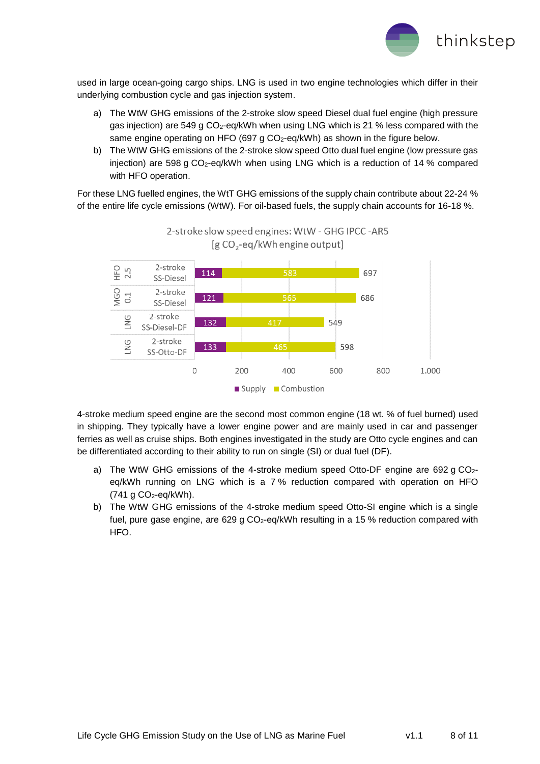used in large ocean-going cargo ships. LNG is used in two engine technologies which differ in their underlying combustion cycle and gas injection system.

a) The WtW GHG emissions of the 2-stroke slow speed Diesel dual fuel engine (high pressure gas injection) are 549 g $CO_2$-eq/kWh when using LNG which is 21 % less compared with the same engine operating on HFO (697 g $CO_2$-eq/kWh) as shown in the figure below.
b) The WtW GHG emissions of the 2-stroke slow speed Otto dual fuel engine (low pressure gas injection) are 598 g $CO_2$-eq/kWh when using LNG which is a reduction of 14 % compared with HFO operation.

For these LNG fuelled engines, the WtT GHG emissions of the supply chain contribute about 22-24 % of the entire life cycle emissions (WtW). For oil-based fuels, the supply chain accounts for 16-18 %.

2-stroke slow speed engines: WtW - GHG IPCC -AR5 [g $CO_2$-eq/kWh engine output]

| Fuel | Engine | Supply | Combustion | Total |
|---|---|---|---|---|
| HFO 2.5 | 2-stroke SS-Diesel | 114 | 583 | 697 |
| MGO 0.1 | 2-stroke SS-Diesel | 121 | 565 | 686 |
| LNG | 2-stroke SS-Diesel-DF | 132 | 417 | 549 |
| LNG | 2-stroke SS-Otto-DF | 133 | 465 | 598 |

4-stroke medium speed engine are the second most common engine (18 wt. % of fuel burned) used in shipping. They typically have a lower engine power and are mainly used in car and passenger ferries as well as cruise ships. Both engines investigated in the study are Otto cycle engines and can be differentiated according to their ability to run on single (SI) or dual fuel (DF).

a) The WtW GHG emissions of the 4-stroke medium speed Otto-DF engine are 692 g $CO_2$-eq/kWh running on LNG which is a 7 % reduction compared with operation on HFO (741 g $CO_2$-eq/kWh).
b) The WtW GHG emissions of the 4-stroke medium speed Otto-SI engine which is a single fuel, pure gase engine, are 629 g $CO_2$-eq/kWh resulting in a 15 % reduction compared with HFO.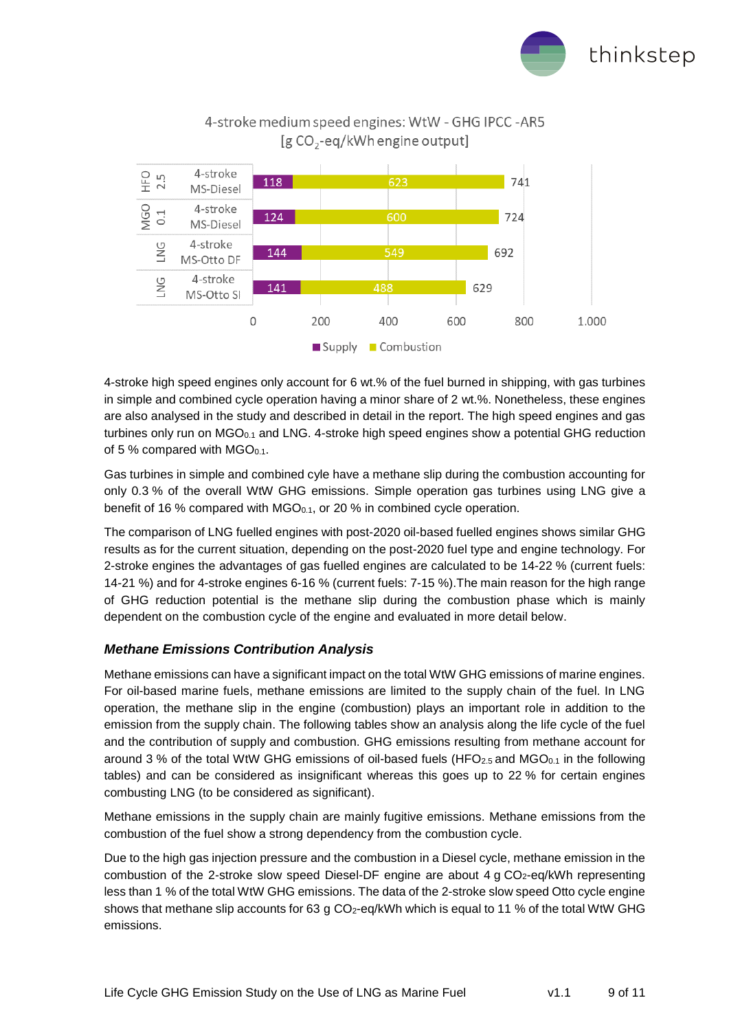4-stroke medium speed engines: WtW - GHG IPCC -AR5
[g $CO_2$-eq/kWh engine output]

| Fuel | Engine | Supply | Combustion | Total |
|---|---|---|---|---|
| HFO 2.5 | 4-stroke MS-Diesel | 118 | 623 | 741 |
| MGO 0.1 | 4-stroke MS-Diesel | 124 | 600 | 724 |
| LNG | 4-stroke MS-Otto DF | 144 | 549 | 692 |
| LNG | 4-stroke MS-Otto SI | 141 | 488 | 629 |

4-stroke high speed engines only account for 6 wt.% of the fuel burned in shipping, with gas turbines in simple and combined cycle operation having a minor share of 2 wt.%. Nonetheless, these engines are also analysed in the study and described in detail in the report. The high speed engines and gas turbines only run on $MGO_{0.1}$ and LNG. 4-stroke high speed engines show a potential GHG reduction of 5 % compared with $MGO_{0.1}$.

Gas turbines in simple and combined cyle have a methane slip during the combustion accounting for only 0.3 % of the overall WtW GHG emissions. Simple operation gas turbines using LNG give a benefit of 16 % compared with $MGO_{0.1}$, or 20 % in combined cycle operation.

The comparison of LNG fuelled engines with post-2020 oil-based fuelled engines shows similar GHG results as for the current situation, depending on the post-2020 fuel type and engine technology. For 2-stroke engines the advantages of gas fuelled engines are calculated to be 14-22 % (current fuels: 14-21 %) and for 4-stroke engines 6-16 % (current fuels: 7-15 %).The main reason for the high range of GHG reduction potential is the methane slip during the combustion phase which is mainly dependent on the combustion cycle of the engine and evaluated in more detail below.

### *Methane Emissions Contribution Analysis*

Methane emissions can have a significant impact on the total WtW GHG emissions of marine engines. For oil-based marine fuels, methane emissions are limited to the supply chain of the fuel. In LNG operation, the methane slip in the engine (combustion) plays an important role in addition to the emission from the supply chain. The following tables show an analysis along the life cycle of the fuel and the contribution of supply and combustion. GHG emissions resulting from methane account for around 3 % of the total WtW GHG emissions of oil-based fuels ($HFO_{2.5}$ and $MGO_{0.1}$ in the following tables) and can be considered as insignificant whereas this goes up to 22 % for certain engines combusting LNG (to be considered as significant).

Methane emissions in the supply chain are mainly fugitive emissions. Methane emissions from the combustion of the fuel show a strong dependency from the combustion cycle.

Due to the high gas injection pressure and the combustion in a Diesel cycle, methane emission in the combustion of the 2-stroke slow speed Diesel-DF engine are about 4 g $CO_2$-eq/kWh representing less than 1 % of the total WtW GHG emissions. The data of the 2-stroke slow speed Otto cycle engine shows that methane slip accounts for 63 g $CO_2$-eq/kWh which is equal to 11 % of the total WtW GHG emissions.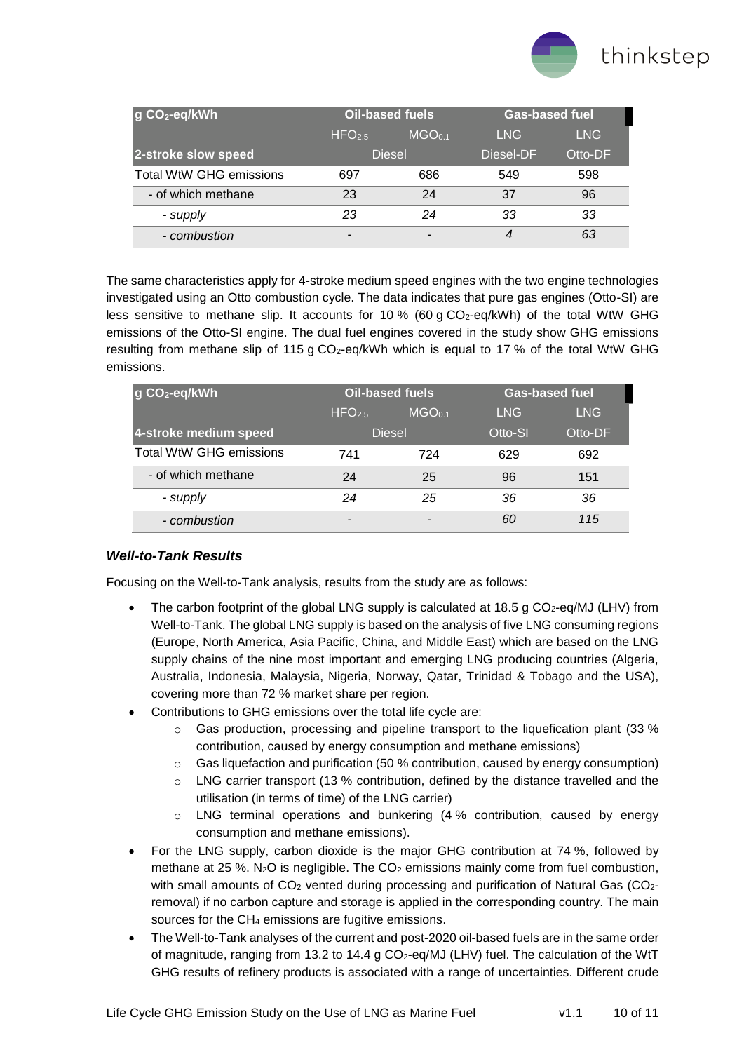| g $CO_2$-eq/kWh | Oil-based fuels | | Gas-based fuel | |
|---|---|---|---|---|
| | $HFO_{2.5}$ | $MGO_{0.1}$ | LNG | LNG |
| **2-stroke slow speed** | Diesel | | Diesel-DF | Otto-DF |
| Total WtW GHG emissions | 697 | 686 | 549 | 598 |
| - of which methane | 23 | 24 | 37 | 96 |
| *- supply* | *23* | *24* | *33* | *33* |
| *- combustion* | - | - | *4* | *63* |

The same characteristics apply for 4-stroke medium speed engines with the two engine technologies investigated using an Otto combustion cycle. The data indicates that pure gas engines (Otto-SI) are less sensitive to methane slip. It accounts for 10 % (60 g $CO_2$-eq/kWh) of the total WtW GHG emissions of the Otto-SI engine. The dual fuel engines covered in the study show GHG emissions resulting from methane slip of 115 g $CO_2$-eq/kWh which is equal to 17 % of the total WtW GHG emissions.

| g $CO_2$-eq/kWh | Oil-based fuels | | Gas-based fuel | |
|---|---|---|---|---|
| | $HFO_{2.5}$ | $MGO_{0.1}$ | LNG | LNG |
| **4-stroke medium speed** | Diesel | | Otto-SI | Otto-DF |
| Total WtW GHG emissions | 741 | 724 | 629 | 692 |
| - of which methane | 24 | 25 | 96 | 151 |
| *- supply* | *24* | *25* | *36* | *36* |
| *- combustion* | - | - | *60* | *115* |

### *Well-to-Tank Results*

Focusing on the Well-to-Tank analysis, results from the study are as follows:

- The carbon footprint of the global LNG supply is calculated at 18.5 g $CO_2$-eq/MJ (LHV) from Well-to-Tank. The global LNG supply is based on the analysis of five LNG consuming regions (Europe, North America, Asia Pacific, China, and Middle East) which are based on the LNG supply chains of the nine most important and emerging LNG producing countries (Algeria, Australia, Indonesia, Malaysia, Nigeria, Norway, Qatar, Trinidad & Tobago and the USA), covering more than 72 % market share per region.
- Contributions to GHG emissions over the total life cycle are:
  - Gas production, processing and pipeline transport to the liquefication plant (33 % contribution, caused by energy consumption and methane emissions)
  - Gas liquefaction and purification (50 % contribution, caused by energy consumption)
  - LNG carrier transport (13 % contribution, defined by the distance travelled and the utilisation (in terms of time) of the LNG carrier)
  - LNG terminal operations and bunkering (4 % contribution, caused by energy consumption and methane emissions).
- For the LNG supply, carbon dioxide is the major GHG contribution at 74 %, followed by methane at 25 %. $N_2O$ is negligible. The $CO_2$ emissions mainly come from fuel combustion, with small amounts of $CO_2$ vented during processing and purification of Natural Gas ($CO_2$-removal) if no carbon capture and storage is applied in the corresponding country. The main sources for the $CH_4$ emissions are fugitive emissions.
- The Well-to-Tank analyses of the current and post-2020 oil-based fuels are in the same order of magnitude, ranging from 13.2 to 14.4 g $CO_2$-eq/MJ (LHV) fuel. The calculation of the WtT GHG results of refinery products is associated with a range of uncertainties. Different crude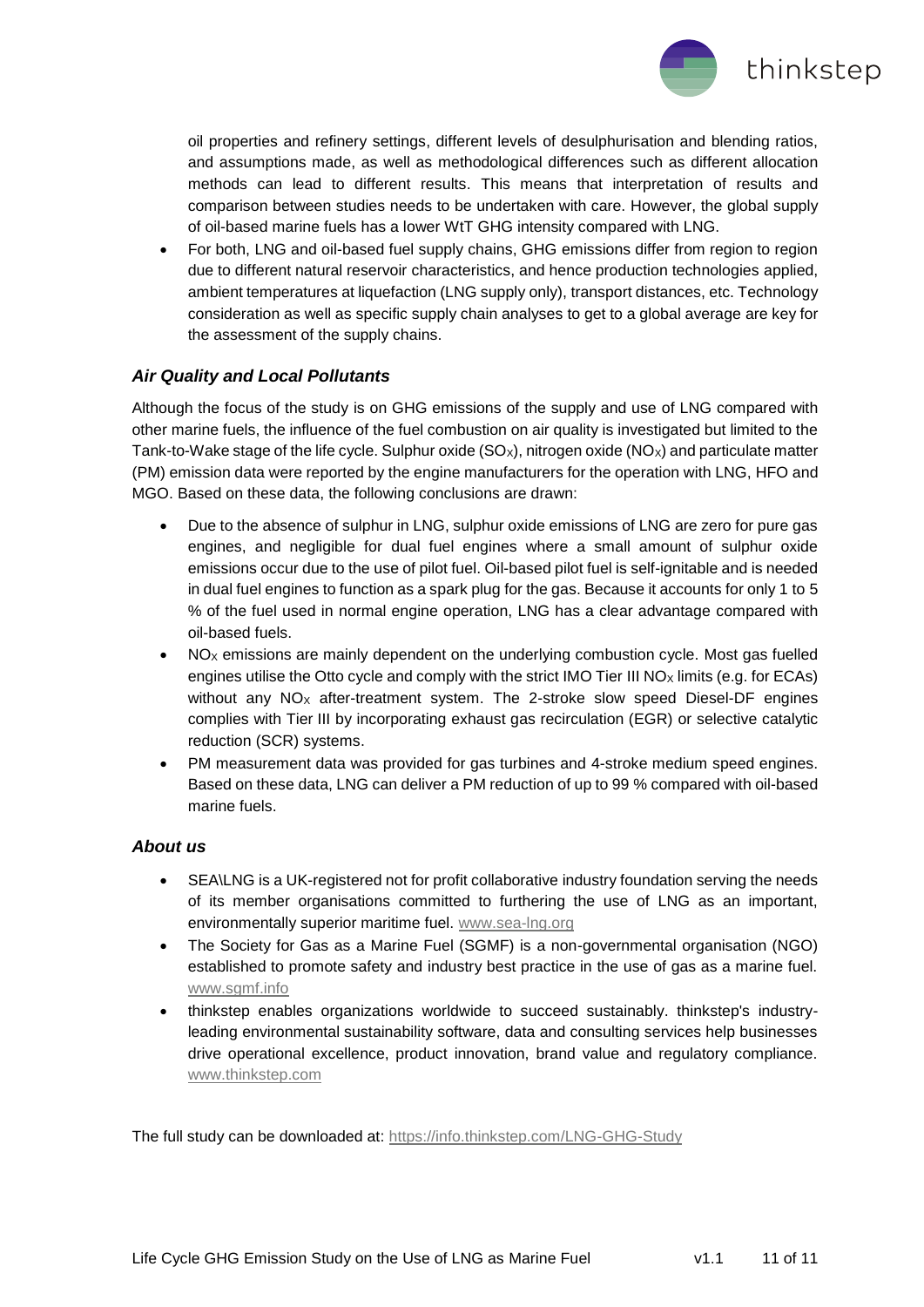oil properties and refinery settings, different levels of desulphurisation and blending ratios, and assumptions made, as well as methodological differences such as different allocation methods can lead to different results. This means that interpretation of results and comparison between studies needs to be undertaken with care. However, the global supply of oil-based marine fuels has a lower WtT GHG intensity compared with LNG.

- For both, LNG and oil-based fuel supply chains, GHG emissions differ from region to region due to different natural reservoir characteristics, and hence production technologies applied, ambient temperatures at liquefaction (LNG supply only), transport distances, etc. Technology consideration as well as specific supply chain analyses to get to a global average are key for the assessment of the supply chains.

### *Air Quality and Local Pollutants*

Although the focus of the study is on GHG emissions of the supply and use of LNG compared with other marine fuels, the influence of the fuel combustion on air quality is investigated but limited to the Tank-to-Wake stage of the life cycle. Sulphur oxide ($SO_X$), nitrogen oxide ($NO_X$) and particulate matter (PM) emission data were reported by the engine manufacturers for the operation with LNG, HFO and MGO. Based on these data, the following conclusions are drawn:

- Due to the absence of sulphur in LNG, sulphur oxide emissions of LNG are zero for pure gas engines, and negligible for dual fuel engines where a small amount of sulphur oxide emissions occur due to the use of pilot fuel. Oil-based pilot fuel is self-ignitable and is needed in dual fuel engines to function as a spark plug for the gas. Because it accounts for only 1 to 5 % of the fuel used in normal engine operation, LNG has a clear advantage compared with oil-based fuels.
- $NO_X$ emissions are mainly dependent on the underlying combustion cycle. Most gas fuelled engines utilise the Otto cycle and comply with the strict IMO Tier III $NO_X$ limits (e.g. for ECAs) without any $NO_X$ after-treatment system. The 2-stroke slow speed Diesel-DF engines complies with Tier III by incorporating exhaust gas recirculation (EGR) or selective catalytic reduction (SCR) systems.
- PM measurement data was provided for gas turbines and 4-stroke medium speed engines. Based on these data, LNG can deliver a PM reduction of up to 99 % compared with oil-based marine fuels.

### *About us*

- SEA\LNG is a UK-registered not for profit collaborative industry foundation serving the needs of its member organisations committed to furthering the use of LNG as an important, environmentally superior maritime fuel. www.sea-lng.org
- The Society for Gas as a Marine Fuel (SGMF) is a non-governmental organisation (NGO) established to promote safety and industry best practice in the use of gas as a marine fuel. www.sgmf.info
- thinkstep enables organizations worldwide to succeed sustainably. thinkstep's industry-leading environmental sustainability software, data and consulting services help businesses drive operational excellence, product innovation, brand value and regulatory compliance. www.thinkstep.com

The full study can be downloaded at: https://info.thinkstep.com/LNG-GHG-Study